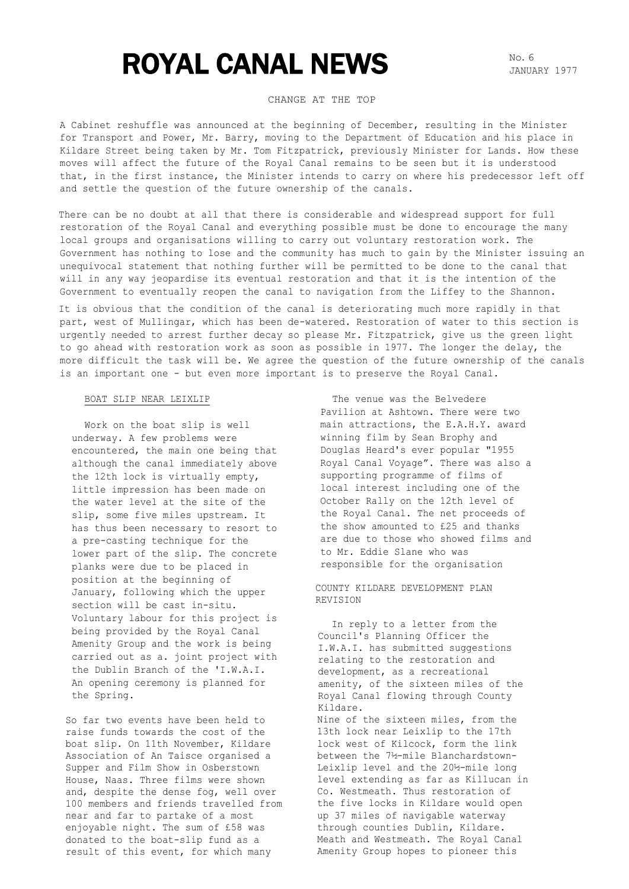# ROYAL CANAL NEWS

No. 6
JANUARY 1977

## CHANGE AT THE TOP

A Cabinet reshuffle was announced at the beginning of December, resulting in the Minister for Transport and Power, Mr. Barry, moving to the Department of Education and his place in Kildare Street being taken by Mr. Tom Fitzpatrick, previously Minister for Lands. How these moves will affect the future of the Royal Canal remains to be seen but it is understood that, in the first instance, the Minister intends to carry on where his predecessor left off and settle the question of the future ownership of the canals.

There can be no doubt at all that there is considerable and widespread support for full restoration of the Royal Canal and everything possible must be done to encourage the many local groups and organisations willing to carry out voluntary restoration work. The Government has nothing to lose and the community has much to gain by the Minister issuing an unequivocal statement that nothing further will be permitted to be done to the canal that will in any way jeopardise its eventual restoration and that it is the intention of the Government to eventually reopen the canal to navigation from the Liffey to the Shannon.

It is obvious that the condition of the canal is deteriorating much more rapidly in that part, west of Mullingar, which has been de-watered. Restoration of water to this section is urgently needed to arrest further decay so please Mr. Fitzpatrick, give us the green light to go ahead with restoration work as soon as possible in 1977. The longer the delay, the more difficult the task will be. We agree the question of the future ownership of the canals is an important one - but even more important is to preserve the Royal Canal.

## BOAT SLIP NEAR LEIXLIP

Work on the boat slip is well underway. A few problems were encountered, the main one being that although the canal immediately above the 12th lock is virtually empty, little impression has been made on the water level at the site of the slip, some five miles upstream. It has thus been necessary to resort to a pre-casting technique for the lower part of the slip. The concrete planks were due to be placed in position at the beginning of January, following which the upper section will be cast in-situ. Voluntary labour for this project is being provided by the Royal Canal Amenity Group and the work is being carried out as a. joint project with the Dublin Branch of the 'I.W.A.I. An opening ceremony is planned for the Spring.

So far two events have been held to raise funds towards the cost of the boat slip. On 11th November, Kildare Association of An Taisce organised a Supper and Film Show in Osberstown House, Naas. Three films were shown and, despite the dense fog, well over 100 members and friends travelled from near and far to partake of a most enjoyable night. The sum of £58 was donated to the boat-slip fund as a result of this event, for which many

The venue was the Belvedere Pavilion at Ashtown. There were two main attractions, the E.A.H.Y. award winning film by Sean Brophy and Douglas Heard's ever popular "1955 Royal Canal Voyage". There was also a supporting programme of films of local interest including one of the October Rally on the 12th level of the Royal Canal. The net proceeds of the show amounted to £25 and thanks are due to those who showed films and to Mr. Eddie Slane who was responsible for the organisation

## COUNTY KILDARE DEVELOPMENT PLAN REVISION

In reply to a letter from the Council's Planning Officer the I.W.A.I. has submitted suggestions relating to the restoration and development, as a recreational amenity, of the sixteen miles of the Royal Canal flowing through County Kildare.

Nine of the sixteen miles, from the 13th lock near Leixlip to the 17th lock west of Kilcock, form the link between the 7½-mile Blanchardstown-Leixlip level and the 20½-mile long level extending as far as Killucan in Co. Westmeath. Thus restoration of the five locks in Kildare would open up 37 miles of navigable waterway through counties Dublin, Kildare. Meath and Westmeath. The Royal Canal Amenity Group hopes to pioneer this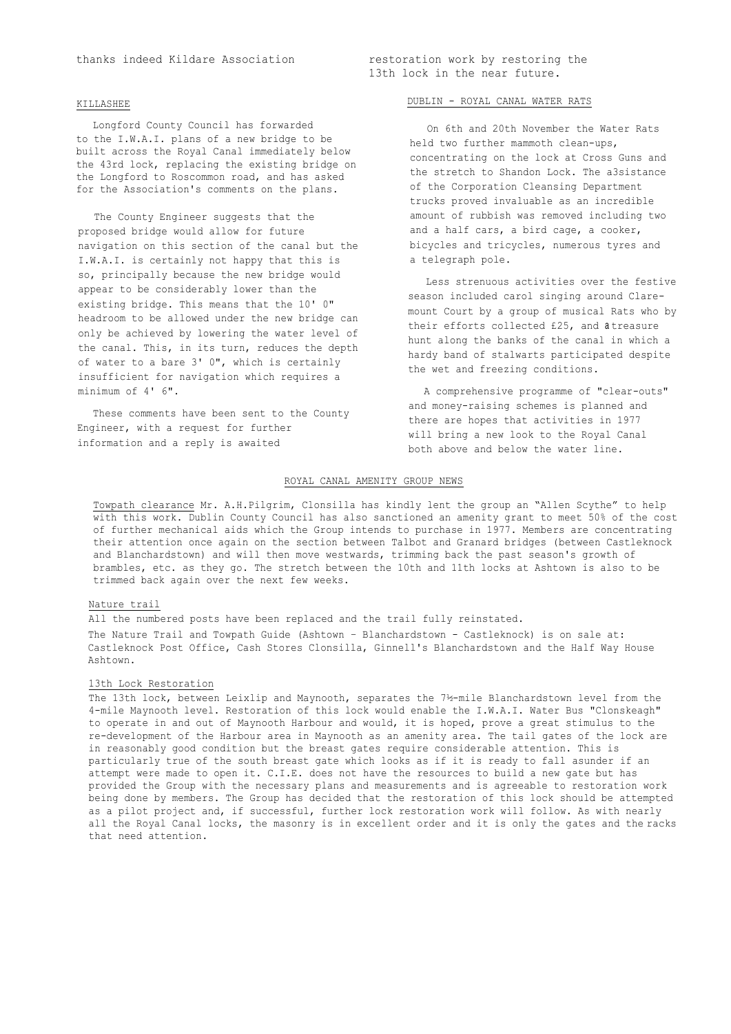thanks indeed Kildare Association restoration work by restoring the 13th lock in the near future.

## KILLASHEE

Longford County Council has forwarded to the I.W.A.I. plans of a new bridge to be built across the Royal Canal immediately below the 43rd lock, replacing the existing bridge on the Longford to Roscommon road, and has asked for the Association's comments on the plans.

The County Engineer suggests that the proposed bridge would allow for future navigation on this section of the canal but the I.W.A.I. is certainly not happy that this is so, principally because the new bridge would appear to be considerably lower than the existing bridge. This means that the 10' 0" headroom to be allowed under the new bridge can only be achieved by lowering the water level of the canal. This, in its turn, reduces the depth of water to a bare 3' 0", which is certainly insufficient for navigation which requires a minimum of 4' 6".

These comments have been sent to the County Engineer, with a request for further information and a reply is awaited

## DUBLIN - ROYAL CANAL WATER RATS

On 6th and 20th November the Water Rats held two further mammoth clean-ups, concentrating on the lock at Cross Guns and the stretch to Shandon Lock. The a3sistance of the Corporation Cleansing Department trucks proved invaluable as an incredible amount of rubbish was removed including two and a half cars, a bird cage, a cooker, bicycles and tricycles, numerous tyres and a telegraph pole.

Less strenuous activities over the festive season included carol singing around Claremount Court by a group of musical Rats who by their efforts collected £25, and a treasure hunt along the banks of the canal in which a hardy band of stalwarts participated despite the wet and freezing conditions.

A comprehensive programme of "clear-outs" and money-raising schemes is planned and there are hopes that activities in 1977 will bring a new look to the Royal Canal both above and below the water line.

## ROYAL CANAL AMENITY GROUP NEWS

Towpath clearance Mr. A.H.Pilgrim, Clonsilla has kindly lent the group an "Allen Scythe" to help with this work. Dublin County Council has also sanctioned an amenity grant to meet 50% of the cost of further mechanical aids which the Group intends to purchase in 1977. Members are concentrating their attention once again on the section between Talbot and Granard bridges (between Castleknock and Blanchardstown) and will then move westwards, trimming back the past season's growth of brambles, etc. as they go. The stretch between the 10th and 11th locks at Ashtown is also to be trimmed back again over the next few weeks.

### Nature trail

All the numbered posts have been replaced and the trail fully reinstated.

The Nature Trail and Towpath Guide (Ashtown - Blanchardstown - Castleknock) is on sale at: Castleknock Post Office, Cash Stores Clonsilla, Ginnell's Blanchardstown and the Half Way House Ashtown.

### 13th Lock Restoration

The 13th lock, between Leixlip and Maynooth, separates the 7½-mile Blanchardstown level from the 4-mile Maynooth level. Restoration of this lock would enable the I.W.A.I. Water Bus "Clonskeagh" to operate in and out of Maynooth Harbour and would, it is hoped, prove a great stimulus to the re-development of the Harbour area in Maynooth as an amenity area. The tail gates of the lock are in reasonably good condition but the breast gates require considerable attention. This is particularly true of the south breast gate which looks as if it is ready to fall asunder if an attempt were made to open it. C.I.E. does not have the resources to build a new gate but has provided the Group with the necessary plans and measurements and is agreeable to restoration work being done by members. The Group has decided that the restoration of this lock should be attempted as a pilot project and, if successful, further lock restoration work will follow. As with nearly all the Royal Canal locks, the masonry is in excellent order and it is only the gates and the racks that need attention.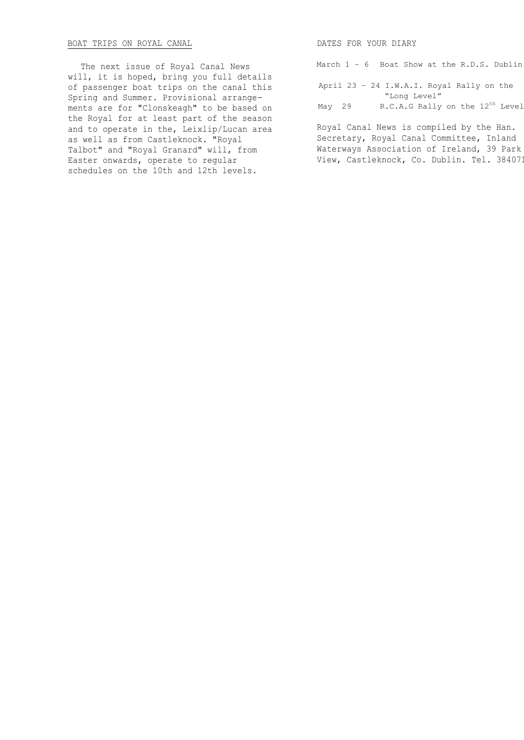## BOAT TRIPS ON ROYAL CANAL

The next issue of Royal Canal News will, it is hoped, bring you full details of passenger boat trips on the canal this Spring and Summer. Provisional arrangements are for "Clonskeagh" to be based on the Royal for at least part of the season and to operate in the, Leixlip/Lucan area as well as from Castleknock. "Royal Talbot" and "Royal Granard" will, from Easter onwards, operate to regular schedules on the 10th and 12th levels.

## DATES FOR YOUR DIARY

March 1 – 6 Boat Show at the R.D.S. Dublin

April 23 – 24 I.W.A.I. Royal Rally on the "Long Level"

May 29 R.C.A.G Rally on the 12th Level

Royal Canal News is compiled by the Han. Secretary, Royal Canal Committee, Inland Waterways Association of Ireland, 39 Park View, Castleknock, Co. Dublin. Tel. 384071